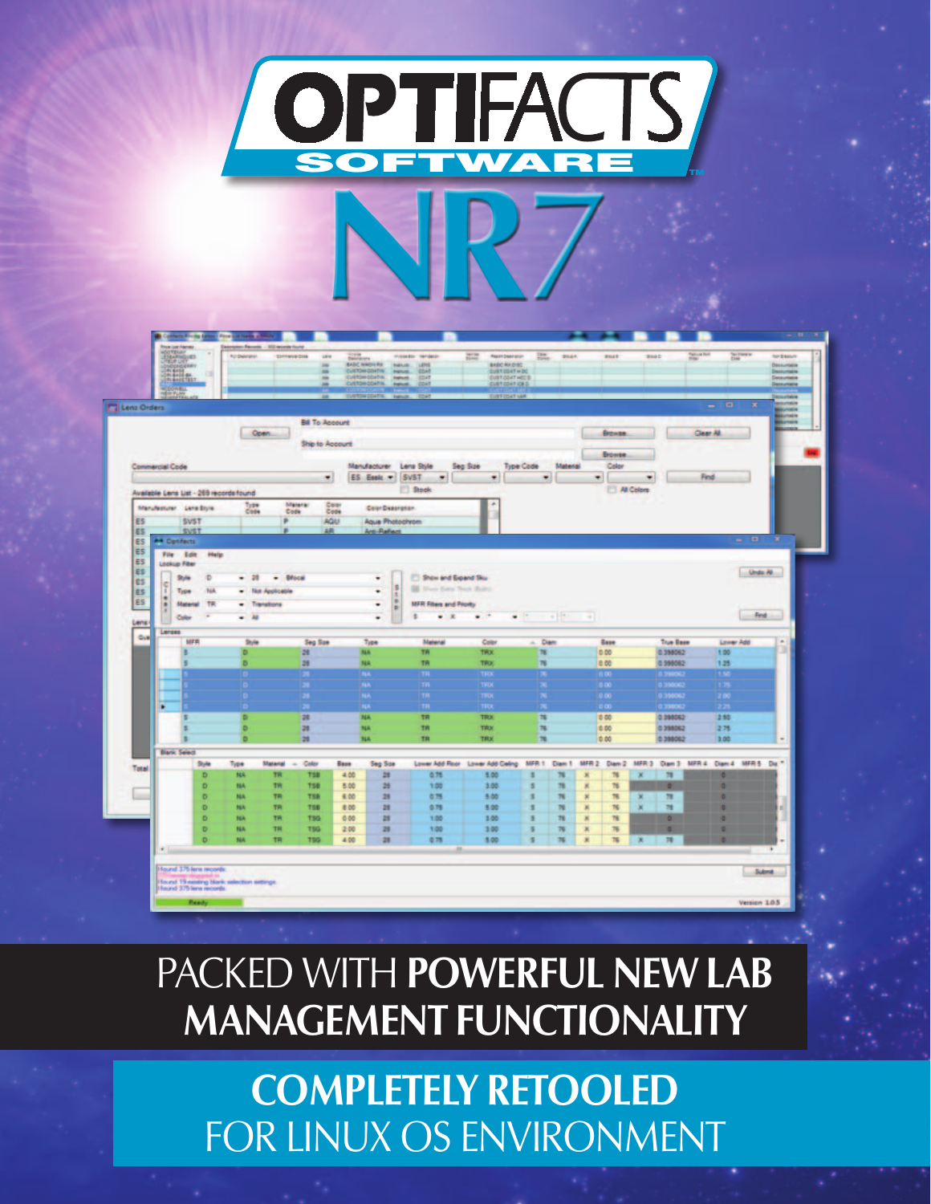# OPTIFACTS SOFTWARE™

# NR7

## PACKED WITH **POWERFUL NEW LAB MANAGEMENT FUNCTIONALITY**

## **COMPLETELY RETOOLED** FOR LINUX OS ENVIRONMENT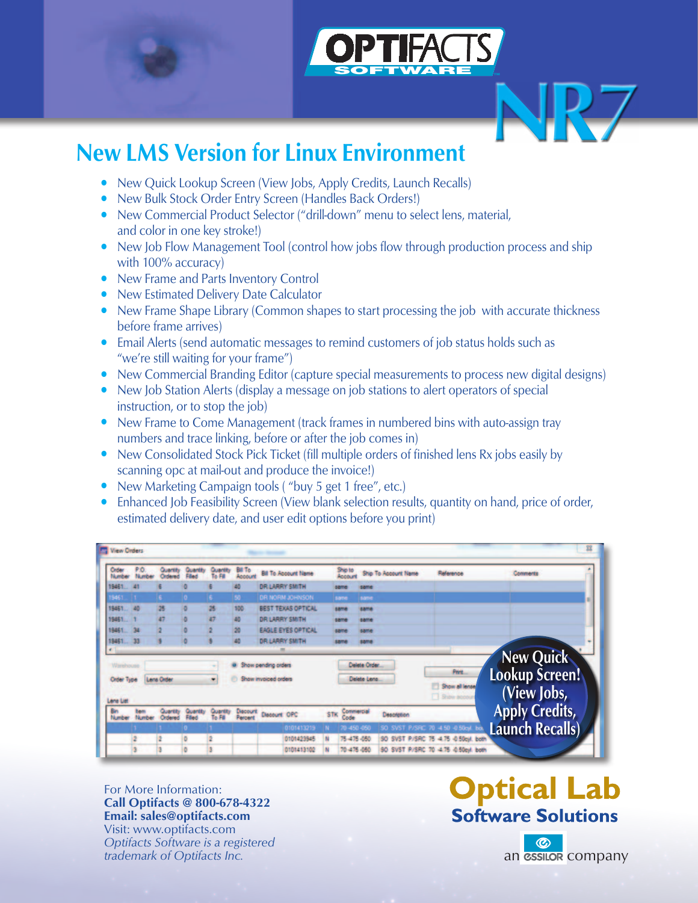OPTIFACTS SOFTWARE

NR7

# New LMS Version for Linux Environment

- New Quick Lookup Screen (View Jobs, Apply Credits, Launch Recalls)
- New Bulk Stock Order Entry Screen (Handles Back Orders!)
- New Commercial Product Selector ("drill-down" menu to select lens, material, and color in one key stroke!)
- New Job Flow Management Tool (control how jobs flow through production process and ship with 100% accuracy)
- New Frame and Parts Inventory Control
- New Estimated Delivery Date Calculator
- New Frame Shape Library (Common shapes to start processing the job with accurate thickness before frame arrives)
- Email Alerts (send automatic messages to remind customers of job status holds such as "we're still waiting for your frame")
- New Commercial Branding Editor (capture special measurements to process new digital designs)
- New Job Station Alerts (display a message on job stations to alert operators of special instruction, or to stop the job)
- New Frame to Come Management (track frames in numbered bins with auto-assign tray numbers and trace linking, before or after the job comes in)
- New Consolidated Stock Pick Ticket (fill multiple orders of finished lens Rx jobs easily by scanning opc at mail-out and produce the invoice!)
- New Marketing Campaign tools ( "buy 5 get 1 free", etc.)
- Enhanced Job Feasibility Screen (View blank selection results, quantity on hand, price of order, estimated delivery date, and user edit options before you print)

New Quick Lookup Screen! (View Jobs, Apply Credits, Launch Recalls)

For More Information:
**Call Optifacts @ 800-678-4322**
**Email: sales@optifacts.com**
Visit: www.optifacts.com
*Optifacts Software is a registered trademark of Optifacts Inc.*

**Optical Lab Software Solutions**

an Essilor company